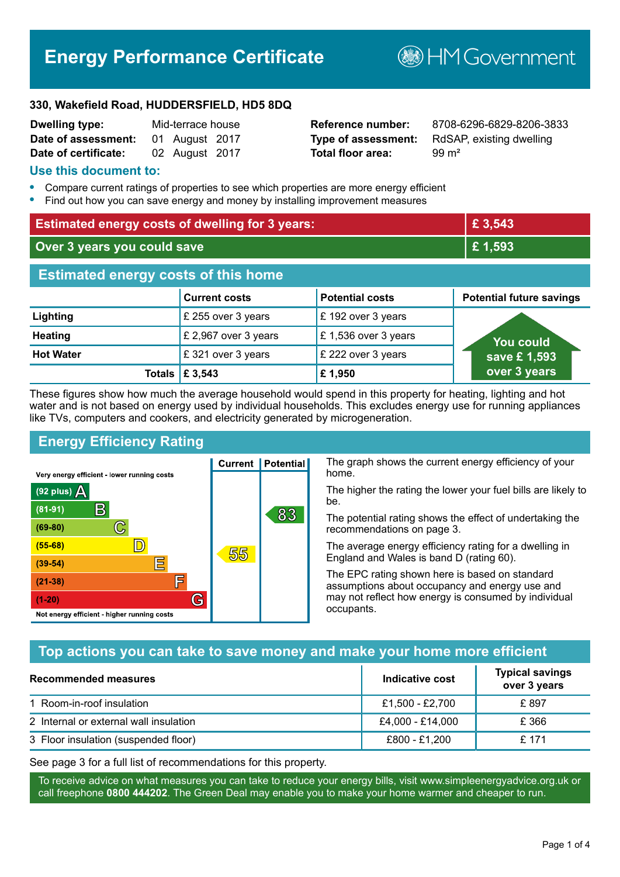# Energy Performance Certificate

HM Government

**330, Wakefield Road, HUDDERSFIELD, HD5 8DQ**

| | | | |
|---|---|---|---|
| **Dwelling type:** | Mid-terrace house | **Reference number:** | 8708-6296-6829-8206-3833 |
| **Date of assessment:** | 01 August 2017 | **Type of assessment:** | RdSAP, existing dwelling |
| **Date of certificate:** | 02 August 2017 | **Total floor area:** | 99 m² |

## Use this document to:

- Compare current ratings of properties to see which properties are more energy efficient
- Find out how you can save energy and money by installing improvement measures

| | |
|---|---|
| **Estimated energy costs of dwelling for 3 years:** | **£ 3,543** |
| **Over 3 years you could save** | **£ 1,593** |

## Estimated energy costs of this home

| | Current costs | Potential costs | Potential future savings |
|---|---|---|---|
| **Lighting** | £ 255 over 3 years | £ 192 over 3 years | You could save £ 1,593 over 3 years |
| **Heating** | £ 2,967 over 3 years | £ 1,536 over 3 years | |
| **Hot Water** | £ 321 over 3 years | £ 222 over 3 years | |
| **Totals** | **£ 3,543** | **£ 1,950** | |

These figures show how much the average household would spend in this property for heating, lighting and hot water and is not based on energy used by individual households. This excludes energy use for running appliances like TVs, computers and cookers, and electricity generated by microgeneration.

## Energy Efficiency Rating

Very energy efficient - lower running costs

| Rating | Band | Current | Potential |
|---|---|---|---|
| (92 plus) | A | | |
| (81-91) | B | | 83 |
| (69-80) | C | | |
| (55-68) | D | 55 | |
| (39-54) | E | | |
| (21-38) | F | | |
| (1-20) | G | | |

Not energy efficient - higher running costs

The graph shows the current energy efficiency of your home.

The higher the rating the lower your fuel bills are likely to be.

The potential rating shows the effect of undertaking the recommendations on page 3.

The average energy efficiency rating for a dwelling in England and Wales is band D (rating 60).

The EPC rating shown here is based on standard assumptions about occupancy and energy use and may not reflect how energy is consumed by individual occupants.

## Top actions you can take to save money and make your home more efficient

| Recommended measures | Indicative cost | Typical savings over 3 years |
|---|---|---|
| 1 Room-in-roof insulation | £1,500 - £2,700 | £ 897 |
| 2 Internal or external wall insulation | £4,000 - £14,000 | £ 366 |
| 3 Floor insulation (suspended floor) | £800 - £1,200 | £ 171 |

See page 3 for a full list of recommendations for this property.

To receive advice on what measures you can take to reduce your energy bills, visit www.simpleenergyadvice.org.uk or call freephone **0800 444202**. The Green Deal may enable you to make your home warmer and cheaper to run.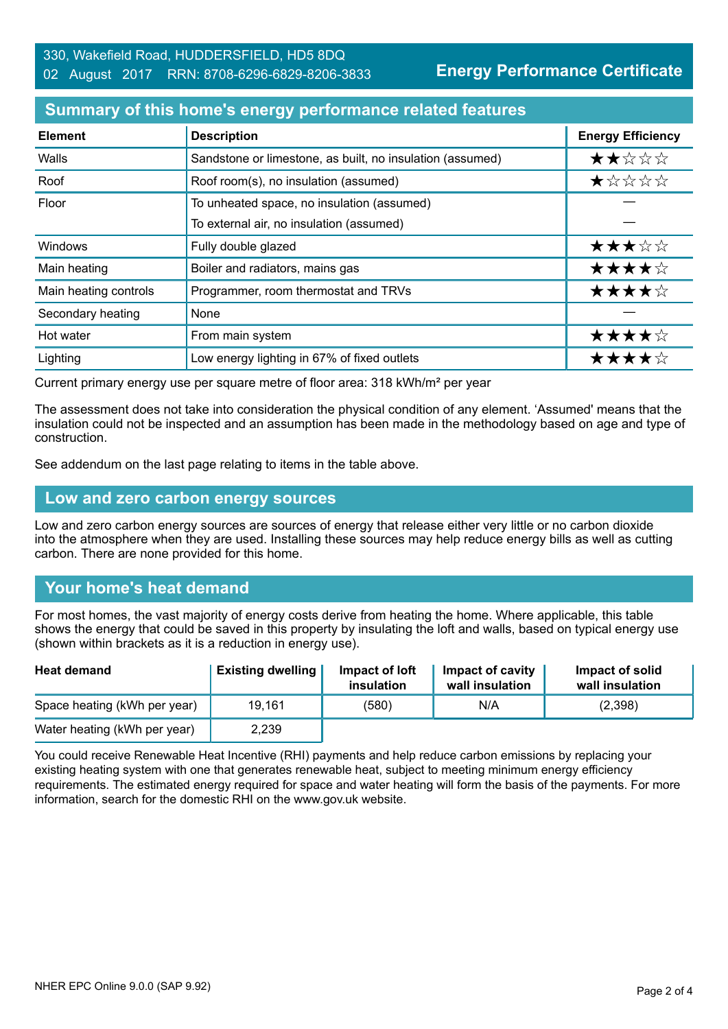330, Wakefield Road, HUDDERSFIELD, HD5 8DQ
02 August 2017 RRN: 8708-6296-6829-8206-3833

**Energy Performance Certificate**

## Summary of this home's energy performance related features

| Element | Description | Energy Efficiency |
|---|---|---|
| Walls | Sandstone or limestone, as built, no insulation (assumed) | ★★☆☆☆ |
| Roof | Roof room(s), no insulation (assumed) | ★☆☆☆☆ |
| Floor | To unheated space, no insulation (assumed) | — |
| | To external air, no insulation (assumed) | — |
| Windows | Fully double glazed | ★★★☆☆ |
| Main heating | Boiler and radiators, mains gas | ★★★★☆ |
| Main heating controls | Programmer, room thermostat and TRVs | ★★★★☆ |
| Secondary heating | None | — |
| Hot water | From main system | ★★★★☆ |
| Lighting | Low energy lighting in 67% of fixed outlets | ★★★★☆ |

Current primary energy use per square metre of floor area: 318 kWh/m² per year

The assessment does not take into consideration the physical condition of any element. 'Assumed' means that the insulation could not be inspected and an assumption has been made in the methodology based on age and type of construction.

See addendum on the last page relating to items in the table above.

## Low and zero carbon energy sources

Low and zero carbon energy sources are sources of energy that release either very little or no carbon dioxide into the atmosphere when they are used. Installing these sources may help reduce energy bills as well as cutting carbon. There are none provided for this home.

## Your home's heat demand

For most homes, the vast majority of energy costs derive from heating the home. Where applicable, this table shows the energy that could be saved in this property by insulating the loft and walls, based on typical energy use (shown within brackets as it is a reduction in energy use).

| Heat demand | Existing dwelling | Impact of loft insulation | Impact of cavity wall insulation | Impact of solid wall insulation |
|---|---|---|---|---|
| Space heating (kWh per year) | 19,161 | (580) | N/A | (2,398) |
| Water heating (kWh per year) | 2,239 | | | |

You could receive Renewable Heat Incentive (RHI) payments and help reduce carbon emissions by replacing your existing heating system with one that generates renewable heat, subject to meeting minimum energy efficiency requirements. The estimated energy required for space and water heating will form the basis of the payments. For more information, search for the domestic RHI on the www.gov.uk website.

NHER EPC Online 9.0.0 (SAP 9.92)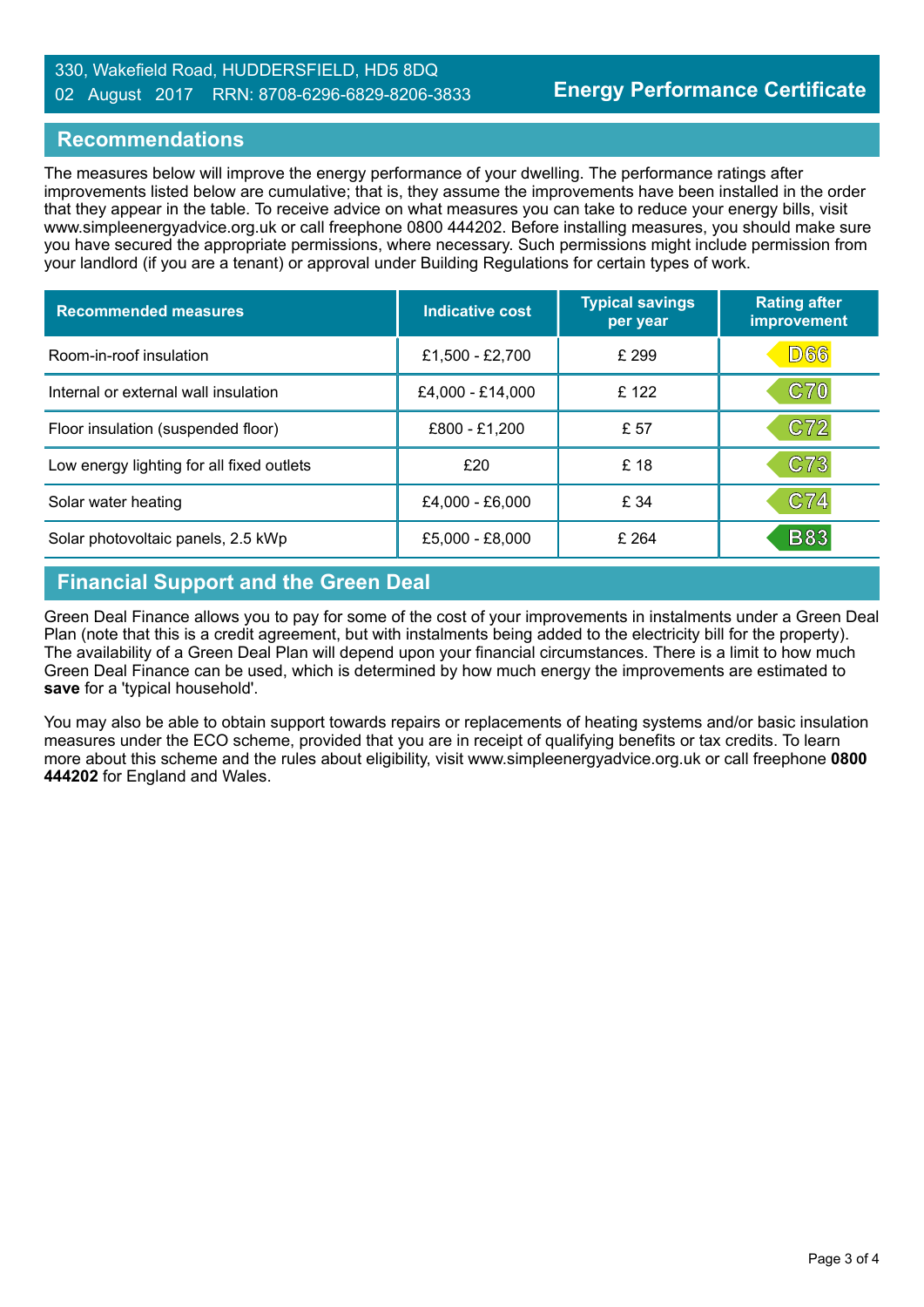## Recommendations

The measures below will improve the energy performance of your dwelling. The performance ratings after improvements listed below are cumulative; that is, they assume the improvements have been installed in the order that they appear in the table. To receive advice on what measures you can take to reduce your energy bills, visit www.simpleenergyadvice.org.uk or call freephone 0800 444202. Before installing measures, you should make sure you have secured the appropriate permissions, where necessary. Such permissions might include permission from your landlord (if you are a tenant) or approval under Building Regulations for certain types of work.

| Recommended measures | Indicative cost | Typical savings per year | Rating after improvement |
|---|---|---|---|
| Room-in-roof insulation | £1,500 - £2,700 | £ 299 | D66 |
| Internal or external wall insulation | £4,000 - £14,000 | £ 122 | C70 |
| Floor insulation (suspended floor) | £800 - £1,200 | £ 57 | C72 |
| Low energy lighting for all fixed outlets | £20 | £ 18 | C73 |
| Solar water heating | £4,000 - £6,000 | £ 34 | C74 |
| Solar photovoltaic panels, 2.5 kWp | £5,000 - £8,000 | £ 264 | B83 |

## Financial Support and the Green Deal

Green Deal Finance allows you to pay for some of the cost of your improvements in instalments under a Green Deal Plan (note that this is a credit agreement, but with instalments being added to the electricity bill for the property). The availability of a Green Deal Plan will depend upon your financial circumstances. There is a limit to how much Green Deal Finance can be used, which is determined by how much energy the improvements are estimated to **save** for a 'typical household'.

You may also be able to obtain support towards repairs or replacements of heating systems and/or basic insulation measures under the ECO scheme, provided that you are in receipt of qualifying benefits or tax credits. To learn more about this scheme and the rules about eligibility, visit www.simpleenergyadvice.org.uk or call freephone **0800 444202** for England and Wales.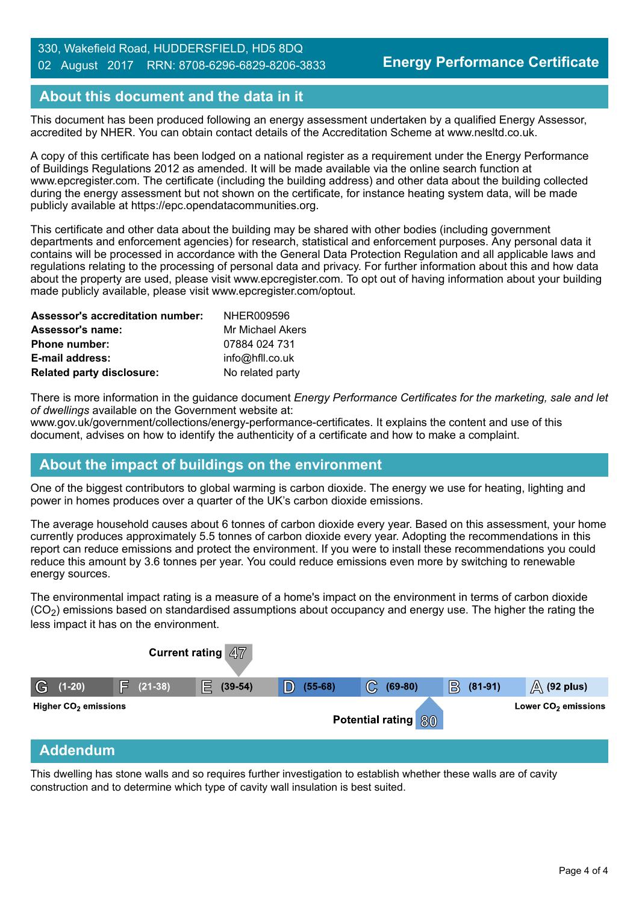330, Wakefield Road, HUDDERSFIELD, HD5 8DQ
02 August 2017 RRN: 8708-6296-6829-8206-3833

**Energy Performance Certificate**

## About this document and the data in it

This document has been produced following an energy assessment undertaken by a qualified Energy Assessor, accredited by NHER. You can obtain contact details of the Accreditation Scheme at www.nesltd.co.uk.

A copy of this certificate has been lodged on a national register as a requirement under the Energy Performance of Buildings Regulations 2012 as amended. It will be made available via the online search function at www.epcregister.com. The certificate (including the building address) and other data about the building collected during the energy assessment but not shown on the certificate, for instance heating system data, will be made publicly available at https://epc.opendatacommunities.org.

This certificate and other data about the building may be shared with other bodies (including government departments and enforcement agencies) for research, statistical and enforcement purposes. Any personal data it contains will be processed in accordance with the General Data Protection Regulation and all applicable laws and regulations relating to the processing of personal data and privacy. For further information about this and how data about the property are used, please visit www.epcregister.com. To opt out of having information about your building made publicly available, please visit www.epcregister.com/optout.

| | |
|---|---|
| **Assessor's accreditation number:** | NHER009596 |
| **Assessor's name:** | Mr Michael Akers |
| **Phone number:** | 07884 024 731 |
| **E-mail address:** | info@hfll.co.uk |
| **Related party disclosure:** | No related party |

There is more information in the guidance document *Energy Performance Certificates for the marketing, sale and let of dwellings* available on the Government website at: www.gov.uk/government/collections/energy-performance-certificates. It explains the content and use of this document, advises on how to identify the authenticity of a certificate and how to make a complaint.

## About the impact of buildings on the environment

One of the biggest contributors to global warming is carbon dioxide. The energy we use for heating, lighting and power in homes produces over a quarter of the UK's carbon dioxide emissions.

The average household causes about 6 tonnes of carbon dioxide every year. Based on this assessment, your home currently produces approximately 5.5 tonnes of carbon dioxide every year. Adopting the recommendations in this report can reduce emissions and protect the environment. If you were to install these recommendations you could reduce this amount by 3.6 tonnes per year. You could reduce emissions even more by switching to renewable energy sources.

The environmental impact rating is a measure of a home's impact on the environment in terms of carbon dioxide ($CO_2$) emissions based on standardised assumptions about occupancy and energy use. The higher the rating the less impact it has on the environment.

Current rating 47

G (1-20) F (21-38) E (39-54) D (55-68) C (69-80) B (81-91) A (92 plus)

Higher $CO_2$ emissions

Lower $CO_2$ emissions

Potential rating 80

## Addendum

This dwelling has stone walls and so requires further investigation to establish whether these walls are of cavity construction and to determine which type of cavity wall insulation is best suited.